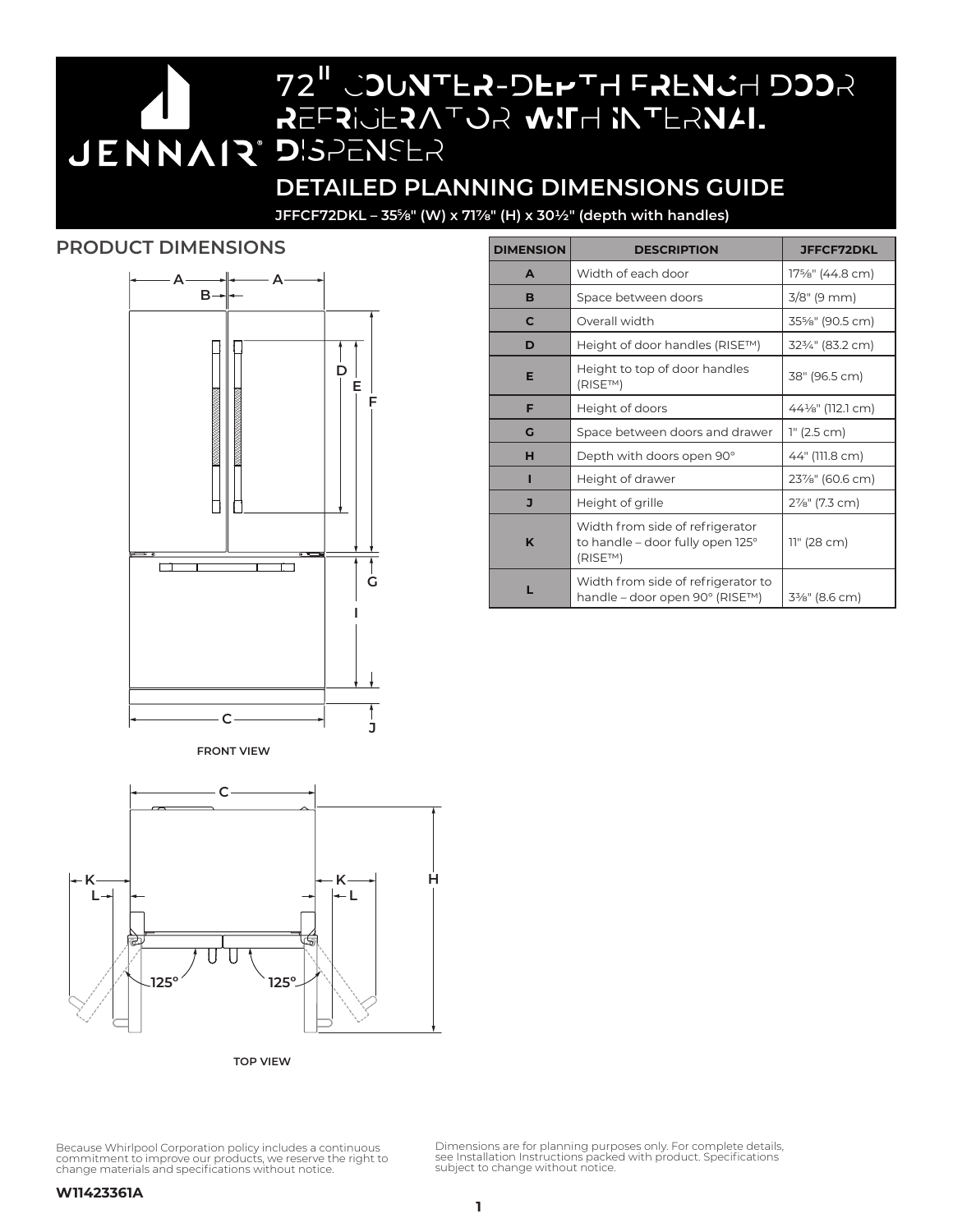JENNAIR®

# 72" COUNTER-DEPTH FRENCH DOOR REFRIGERATOR WITH INTERNAL DISPENSER

## DETAILED PLANNING DIMENSIONS GUIDE

**JFFCF72DKL – 35⅝" (W) x 71⅞" (H) x 30½" (depth with handles)**

## PRODUCT DIMENSIONS

FRONT VIEW

TOP VIEW

| DIMENSION | DESCRIPTION | JFFCF72DKL |
|---|---|---|
| A | Width of each door | 17⅝" (44.8 cm) |
| B | Space between doors | 3/8" (9 mm) |
| C | Overall width | 35⅝" (90.5 cm) |
| D | Height of door handles (RISE™) | 32¾" (83.2 cm) |
| E | Height to top of door handles (RISE™) | 38" (96.5 cm) |
| F | Height of doors | 44⅛" (112.1 cm) |
| G | Space between doors and drawer | 1" (2.5 cm) |
| H | Depth with doors open 90° | 44" (111.8 cm) |
| I | Height of drawer | 23⅞" (60.6 cm) |
| J | Height of grille | 2⅞" (7.3 cm) |
| K | Width from side of refrigerator to handle – door fully open 125° (RISE™) | 11" (28 cm) |
| L | Width from side of refrigerator to handle – door open 90° (RISE™) | 3⅜" (8.6 cm) |

Because Whirlpool Corporation policy includes a continuous commitment to improve our products, we reserve the right to change materials and specifications without notice.

Dimensions are for planning purposes only. For complete details, see Installation Instructions packed with product. Specifications subject to change without notice.

**W11423361A**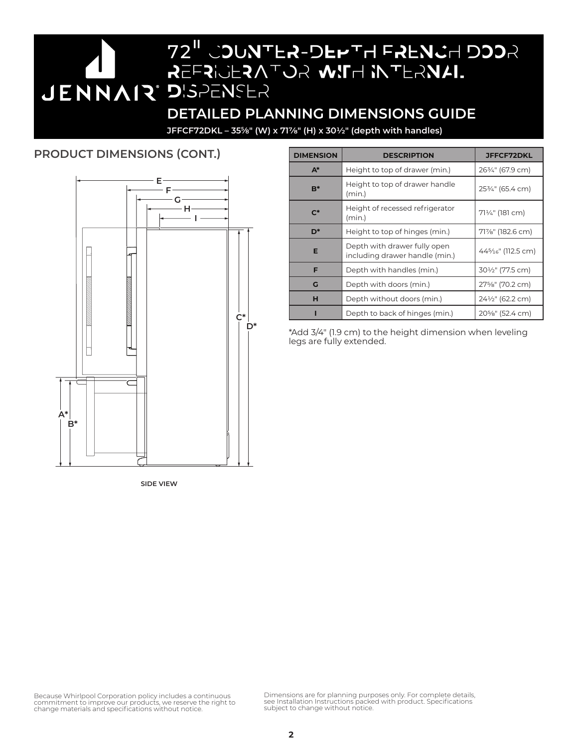# 72" COUNTER-DEPTH FRENCH DOOR REFRIGERATOR WITH INTERNAL DISPENSER

JENNAIR®

## DETAILED PLANNING DIMENSIONS GUIDE

**JFFCF72DKL – 35⅝" (W) x 71⅞" (H) x 30½" (depth with handles)**

## PRODUCT DIMENSIONS (CONT.)

SIDE VIEW

| DIMENSION | DESCRIPTION | JFFCF72DKL |
|---|---|---|
| A* | Height to top of drawer (min.) | 26¾" (67.9 cm) |
| B* | Height to top of drawer handle (min.) | 25¾" (65.4 cm) |
| C* | Height of recessed refrigerator (min.) | 71¼" (181 cm) |
| D* | Height to top of hinges (min.) | 71⅞" (182.6 cm) |
| E | Depth with drawer fully open including drawer handle (min.) | 44⁵⁄₁₆" (112.5 cm) |
| F | Depth with handles (min.) | 30½" (77.5 cm) |
| G | Depth with doors (min.) | 27⅝" (70.2 cm) |
| H | Depth without doors (min.) | 24½" (62.2 cm) |
| I | Depth to back of hinges (min.) | 20⅝" (52.4 cm) |

*Add 3/4" (1.9 cm) to the height dimension when leveling legs are fully extended.

Because Whirlpool Corporation policy includes a continuous commitment to improve our products, we reserve the right to change materials and specifications without notice.

Dimensions are for planning purposes only. For complete details, see Installation Instructions packed with product. Specifications subject to change without notice.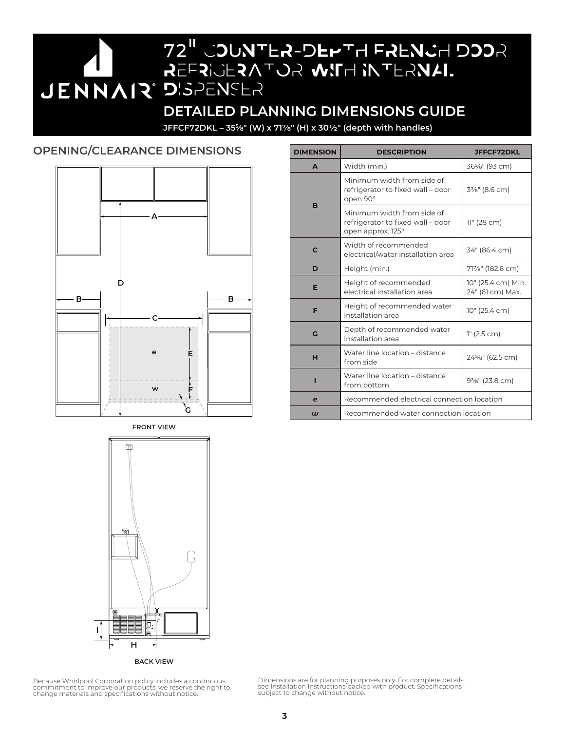# 72" COUNTER-DEPTH FRENCH DOOR REFRIGERATOR WITH INTERNAL DISPENSER

JENNAIR®

## DETAILED PLANNING DIMENSIONS GUIDE

**JFFCF72DKL – 35⅝" (W) x 71⅞" (H) x 30½" (depth with handles)**

## OPENING/CLEARANCE DIMENSIONS

FRONT VIEW

BACK VIEW

| DIMENSION | DESCRIPTION | JFFCF72DKL |
|---|---|---|
| A | Width (min.) | 36⅝" (93 cm) |
| B | Minimum width from side of refrigerator to fixed wall – door open 90° | 3⅜" (8.6 cm) |
| | Minimum width from side of refrigerator to fixed wall – door open approx. 125° | 11" (28 cm) |
| C | Width of recommended electrical/water installation area | 34" (86.4 cm) |
| D | Height (min.) | 71⅞" (182.6 cm) |
| E | Height of recommended electrical installation area | 10" (25.4 cm) Min. 24" (61 cm) Max. |
| F | Height of recommended water installation area | 10" (25.4 cm) |
| G | Depth of recommended water installation area | 1" (2.5 cm) |
| H | Water line location – distance from side | 24⅝" (62.5 cm) |
| I | Water line location – distance from bottom | 9⅜" (23.8 cm) |
| *e* | Recommended electrical connection location | |
| *w* | Recommended water connection location | |

Because Whirlpool Corporation policy includes a continuous commitment to improve our products, we reserve the right to change materials and specifications without notice.

Dimensions are for planning purposes only. For complete details, see Installation Instructions packed with product. Specifications subject to change without notice.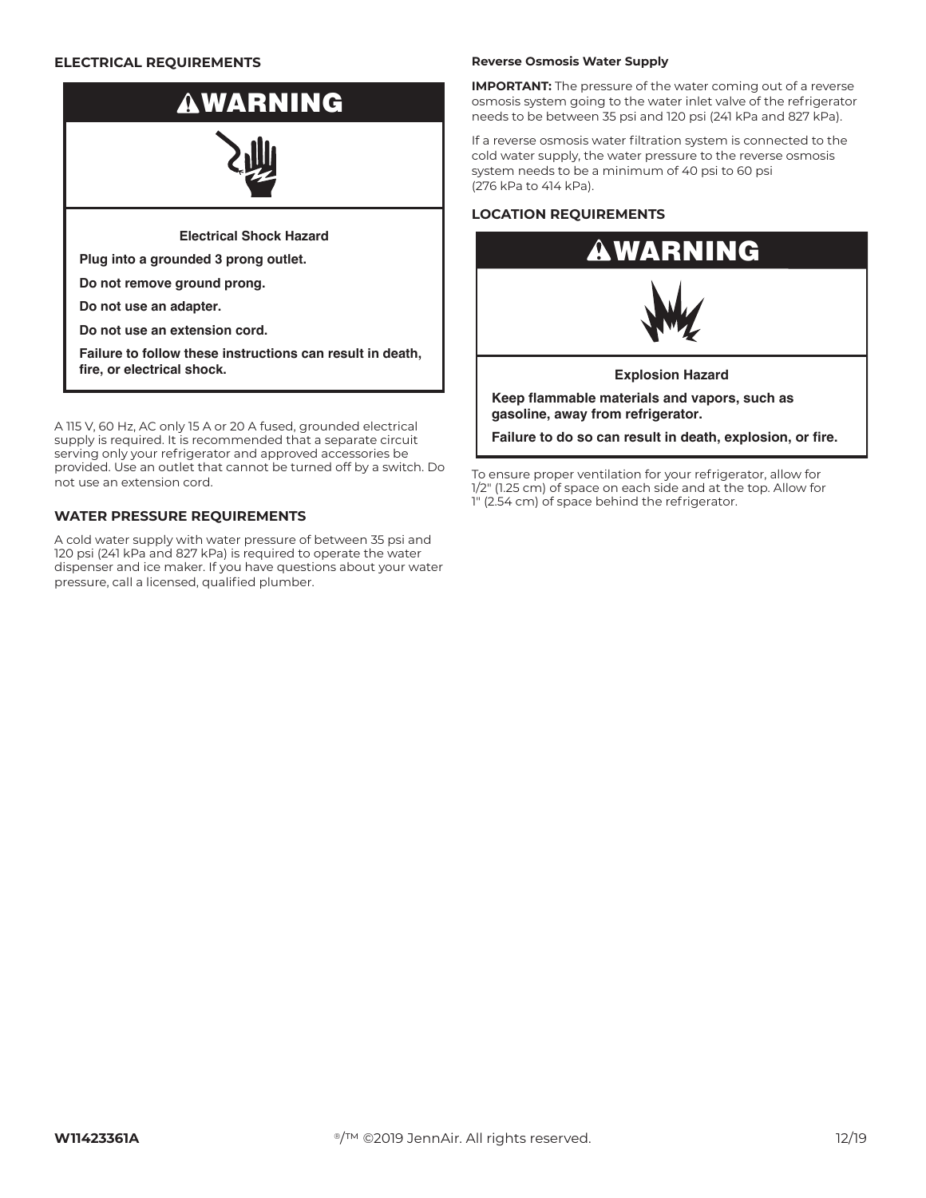## ELECTRICAL REQUIREMENTS

**⚠WARNING**

**Electrical Shock Hazard**

**Plug into a grounded 3 prong outlet.**

**Do not remove ground prong.**

**Do not use an adapter.**

**Do not use an extension cord.**

**Failure to follow these instructions can result in death, fire, or electrical shock.**

A 115 V, 60 Hz, AC only 15 A or 20 A fused, grounded electrical supply is required. It is recommended that a separate circuit serving only your refrigerator and approved accessories be provided. Use an outlet that cannot be turned off by a switch. Do not use an extension cord.

## WATER PRESSURE REQUIREMENTS

A cold water supply with water pressure of between 35 psi and 120 psi (241 kPa and 827 kPa) is required to operate the water dispenser and ice maker. If you have questions about your water pressure, call a licensed, qualified plumber.

### Reverse Osmosis Water Supply

**IMPORTANT:** The pressure of the water coming out of a reverse osmosis system going to the water inlet valve of the refrigerator needs to be between 35 psi and 120 psi (241 kPa and 827 kPa).

If a reverse osmosis water filtration system is connected to the cold water supply, the water pressure to the reverse osmosis system needs to be a minimum of 40 psi to 60 psi (276 kPa to 414 kPa).

## LOCATION REQUIREMENTS

**⚠WARNING**

**Explosion Hazard**

**Keep flammable materials and vapors, such as gasoline, away from refrigerator.**

**Failure to do so can result in death, explosion, or fire.**

To ensure proper ventilation for your refrigerator, allow for 1/2" (1.25 cm) of space on each side and at the top. Allow for 1" (2.54 cm) of space behind the refrigerator.

W11423361A ®/™ ©2019 JennAir. All rights reserved. 12/19